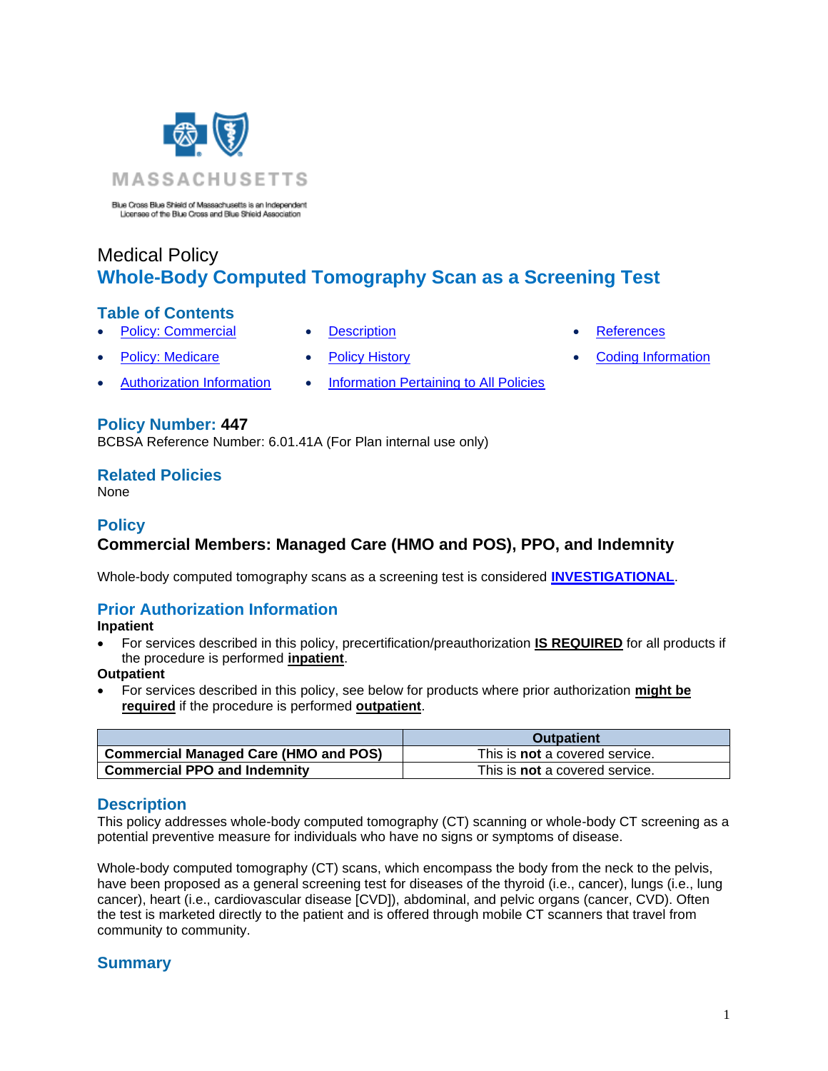MASSACHUSETTS

Blue Cross Blue Shield of Massachusetts is an Independent Licensee of the Blue Cross and Blue Shield Association

Medical Policy

# Whole-Body Computed Tomography Scan as a Screening Test

## Table of Contents

- Policy: Commercial
- Policy: Medicare
- Authorization Information
- Description
- Policy History
- Information Pertaining to All Policies
- References
- Coding Information

## Policy Number: 447

BCBSA Reference Number: 6.01.41A (For Plan internal use only)

## Related Policies

None

## Policy

### Commercial Members: Managed Care (HMO and POS), PPO, and Indemnity

Whole-body computed tomography scans as a screening test is considered **INVESTIGATIONAL**.

## Prior Authorization Information

**Inpatient**

- For services described in this policy, precertification/preauthorization **IS REQUIRED** for all products if the procedure is performed **inpatient**.

**Outpatient**

- For services described in this policy, see below for products where prior authorization **might be required** if the procedure is performed **outpatient**.

| | Outpatient |
|---|---|
| **Commercial Managed Care (HMO and POS)** | This is **not** a covered service. |
| **Commercial PPO and Indemnity** | This is **not** a covered service. |

## Description

This policy addresses whole-body computed tomography (CT) scanning or whole-body CT screening as a potential preventive measure for individuals who have no signs or symptoms of disease.

Whole-body computed tomography (CT) scans, which encompass the body from the neck to the pelvis, have been proposed as a general screening test for diseases of the thyroid (i.e., cancer), lungs (i.e., lung cancer), heart (i.e., cardiovascular disease [CVD]), abdominal, and pelvic organs (cancer, CVD). Often the test is marketed directly to the patient and is offered through mobile CT scanners that travel from community to community.

## Summary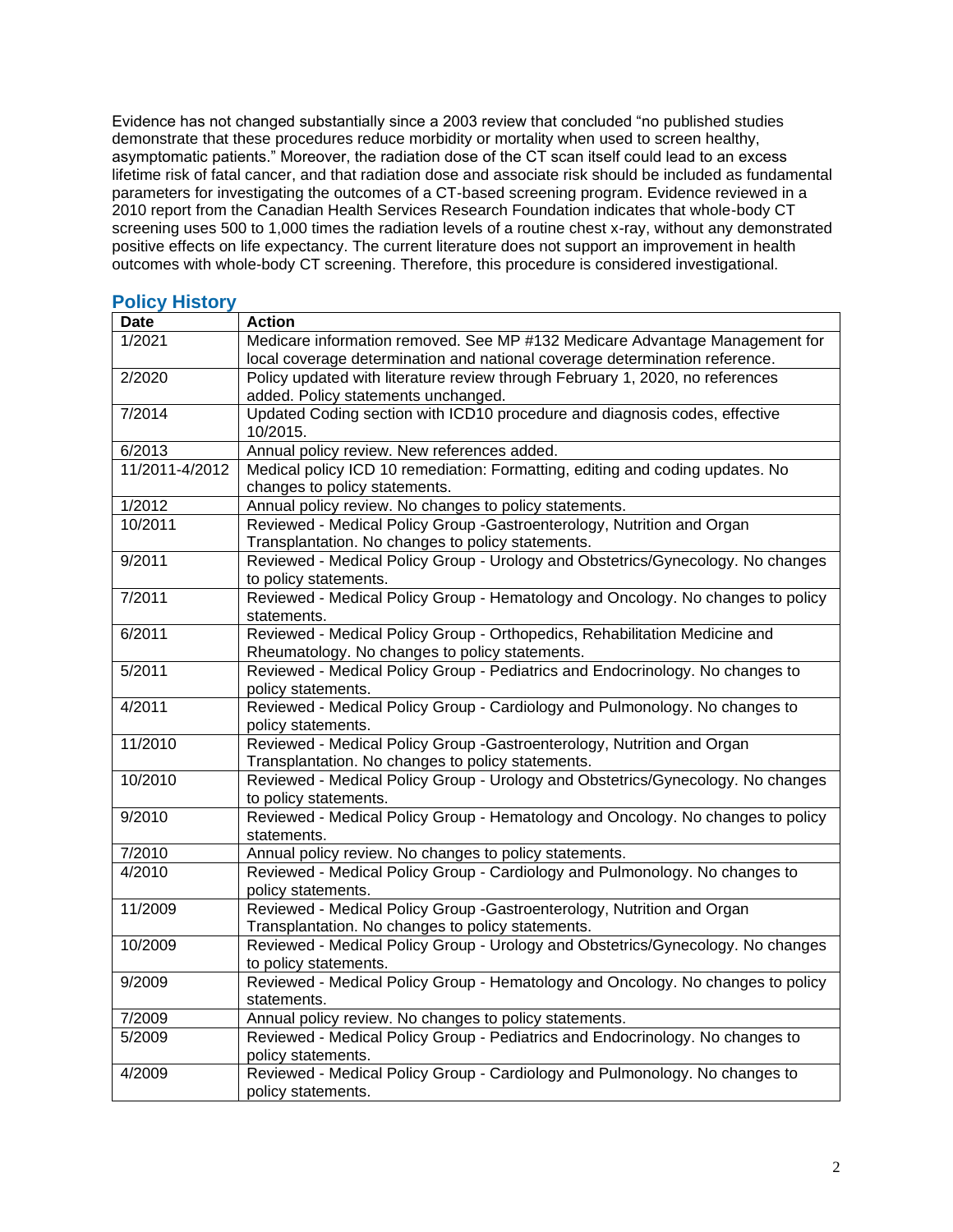Evidence has not changed substantially since a 2003 review that concluded "no published studies demonstrate that these procedures reduce morbidity or mortality when used to screen healthy, asymptomatic patients." Moreover, the radiation dose of the CT scan itself could lead to an excess lifetime risk of fatal cancer, and that radiation dose and associate risk should be included as fundamental parameters for investigating the outcomes of a CT-based screening program. Evidence reviewed in a 2010 report from the Canadian Health Services Research Foundation indicates that whole-body CT screening uses 500 to 1,000 times the radiation levels of a routine chest x-ray, without any demonstrated positive effects on life expectancy. The current literature does not support an improvement in health outcomes with whole-body CT screening. Therefore, this procedure is considered investigational.

## Policy History

| Date | Action |
|---|---|
| 1/2021 | Medicare information removed. See MP #132 Medicare Advantage Management for local coverage determination and national coverage determination reference. |
| 2/2020 | Policy updated with literature review through February 1, 2020, no references added. Policy statements unchanged. |
| 7/2014 | Updated Coding section with ICD10 procedure and diagnosis codes, effective 10/2015. |
| 6/2013 | Annual policy review. New references added. |
| 11/2011-4/2012 | Medical policy ICD 10 remediation: Formatting, editing and coding updates. No changes to policy statements. |
| 1/2012 | Annual policy review. No changes to policy statements. |
| 10/2011 | Reviewed - Medical Policy Group -Gastroenterology, Nutrition and Organ Transplantation. No changes to policy statements. |
| 9/2011 | Reviewed - Medical Policy Group - Urology and Obstetrics/Gynecology. No changes to policy statements. |
| 7/2011 | Reviewed - Medical Policy Group - Hematology and Oncology. No changes to policy statements. |
| 6/2011 | Reviewed - Medical Policy Group - Orthopedics, Rehabilitation Medicine and Rheumatology. No changes to policy statements. |
| 5/2011 | Reviewed - Medical Policy Group - Pediatrics and Endocrinology. No changes to policy statements. |
| 4/2011 | Reviewed - Medical Policy Group - Cardiology and Pulmonology. No changes to policy statements. |
| 11/2010 | Reviewed - Medical Policy Group -Gastroenterology, Nutrition and Organ Transplantation. No changes to policy statements. |
| 10/2010 | Reviewed - Medical Policy Group - Urology and Obstetrics/Gynecology. No changes to policy statements. |
| 9/2010 | Reviewed - Medical Policy Group - Hematology and Oncology. No changes to policy statements. |
| 7/2010 | Annual policy review. No changes to policy statements. |
| 4/2010 | Reviewed - Medical Policy Group - Cardiology and Pulmonology. No changes to policy statements. |
| 11/2009 | Reviewed - Medical Policy Group -Gastroenterology, Nutrition and Organ Transplantation. No changes to policy statements. |
| 10/2009 | Reviewed - Medical Policy Group - Urology and Obstetrics/Gynecology. No changes to policy statements. |
| 9/2009 | Reviewed - Medical Policy Group - Hematology and Oncology. No changes to policy statements. |
| 7/2009 | Annual policy review. No changes to policy statements. |
| 5/2009 | Reviewed - Medical Policy Group - Pediatrics and Endocrinology. No changes to policy statements. |
| 4/2009 | Reviewed - Medical Policy Group - Cardiology and Pulmonology. No changes to policy statements. |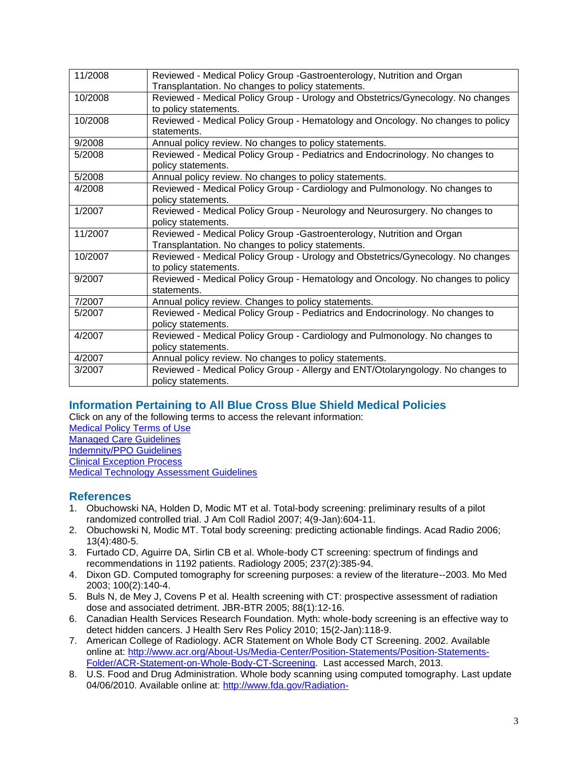| | |
|---|---|
| 11/2008 | Reviewed - Medical Policy Group -Gastroenterology, Nutrition and Organ Transplantation. No changes to policy statements. |
| 10/2008 | Reviewed - Medical Policy Group - Urology and Obstetrics/Gynecology. No changes to policy statements. |
| 10/2008 | Reviewed - Medical Policy Group - Hematology and Oncology. No changes to policy statements. |
| 9/2008 | Annual policy review. No changes to policy statements. |
| 5/2008 | Reviewed - Medical Policy Group - Pediatrics and Endocrinology. No changes to policy statements. |
| 5/2008 | Annual policy review. No changes to policy statements. |
| 4/2008 | Reviewed - Medical Policy Group - Cardiology and Pulmonology. No changes to policy statements. |
| 1/2007 | Reviewed - Medical Policy Group - Neurology and Neurosurgery. No changes to policy statements. |
| 11/2007 | Reviewed - Medical Policy Group -Gastroenterology, Nutrition and Organ Transplantation. No changes to policy statements. |
| 10/2007 | Reviewed - Medical Policy Group - Urology and Obstetrics/Gynecology. No changes to policy statements. |
| 9/2007 | Reviewed - Medical Policy Group - Hematology and Oncology. No changes to policy statements. |
| 7/2007 | Annual policy review. Changes to policy statements. |
| 5/2007 | Reviewed - Medical Policy Group - Pediatrics and Endocrinology. No changes to policy statements. |
| 4/2007 | Reviewed - Medical Policy Group - Cardiology and Pulmonology. No changes to policy statements. |
| 4/2007 | Annual policy review. No changes to policy statements. |
| 3/2007 | Reviewed - Medical Policy Group - Allergy and ENT/Otolaryngology. No changes to policy statements. |

## Information Pertaining to All Blue Cross Blue Shield Medical Policies

Click on any of the following terms to access the relevant information:
Medical Policy Terms of Use
Managed Care Guidelines
Indemnity/PPO Guidelines
Clinical Exception Process
Medical Technology Assessment Guidelines

## References

1. Obuchowski NA, Holden D, Modic MT et al. Total-body screening: preliminary results of a pilot randomized controlled trial. J Am Coll Radiol 2007; 4(9-Jan):604-11.
2. Obuchowski N, Modic MT. Total body screening: predicting actionable findings. Acad Radio 2006; 13(4):480-5.
3. Furtado CD, Aguirre DA, Sirlin CB et al. Whole-body CT screening: spectrum of findings and recommendations in 1192 patients. Radiology 2005; 237(2):385-94.
4. Dixon GD. Computed tomography for screening purposes: a review of the literature--2003. Mo Med 2003; 100(2):140-4.
5. Buls N, de Mey J, Covens P et al. Health screening with CT: prospective assessment of radiation dose and associated detriment. JBR-BTR 2005; 88(1):12-16.
6. Canadian Health Services Research Foundation. Myth: whole-body screening is an effective way to detect hidden cancers. J Health Serv Res Policy 2010; 15(2-Jan):118-9.
7. American College of Radiology. ACR Statement on Whole Body CT Screening. 2002. Available online at: http://www.acr.org/About-Us/Media-Center/Position-Statements/Position-Statements-Folder/ACR-Statement-on-Whole-Body-CT-Screening. Last accessed March, 2013.
8. U.S. Food and Drug Administration. Whole body scanning using computed tomography. Last update 04/06/2010. Available online at: http://www.fda.gov/Radiation-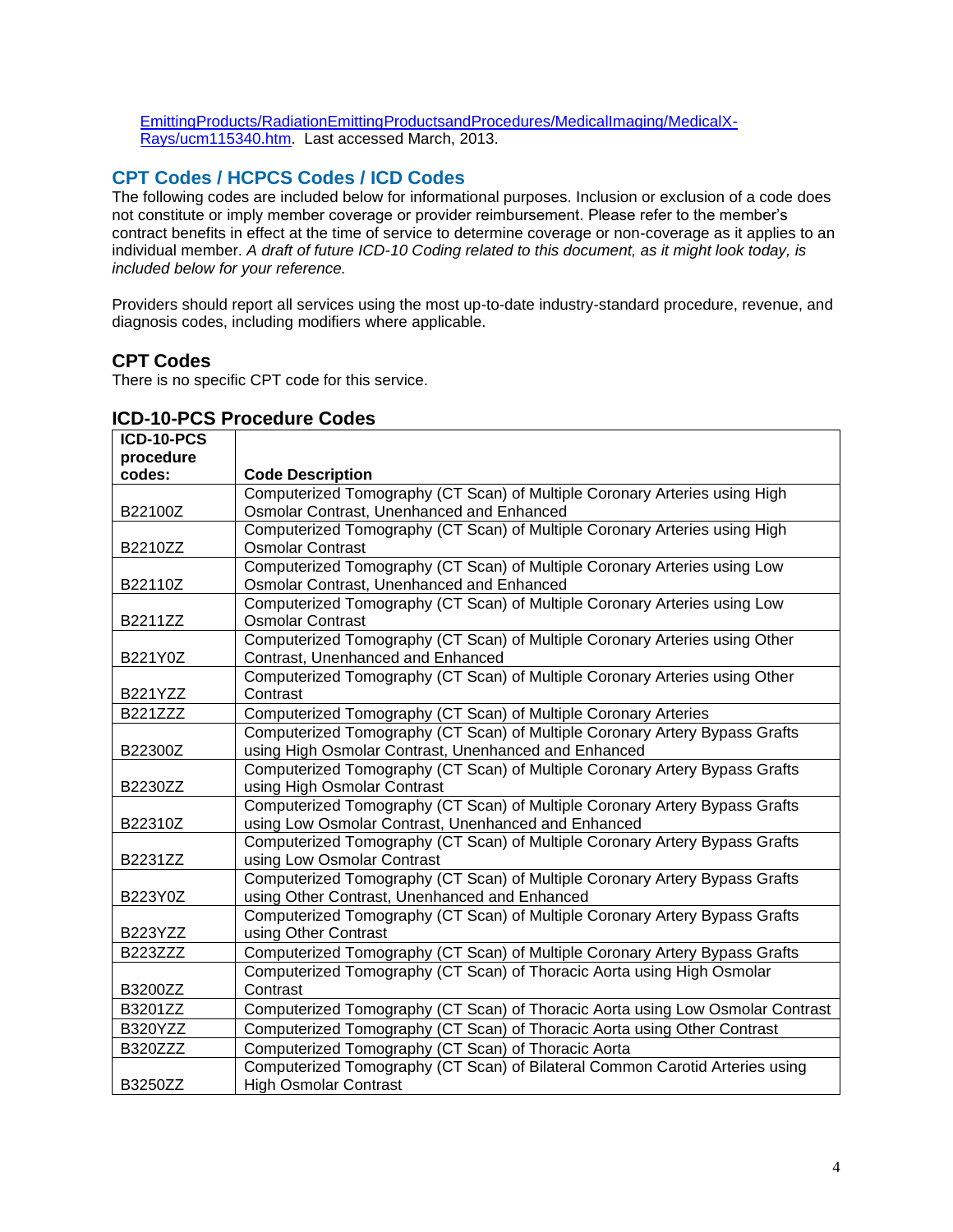EmittingProducts/RadiationEmittingProductsandProcedures/MedicalImaging/MedicalX-Rays/ucm115340.htm. Last accessed March, 2013.

## CPT Codes / HCPCS Codes / ICD Codes

The following codes are included below for informational purposes. Inclusion or exclusion of a code does not constitute or imply member coverage or provider reimbursement. Please refer to the member's contract benefits in effect at the time of service to determine coverage or non-coverage as it applies to an individual member. *A draft of future ICD-10 Coding related to this document, as it might look today, is included below for your reference.*

Providers should report all services using the most up-to-date industry-standard procedure, revenue, and diagnosis codes, including modifiers where applicable.

### CPT Codes

There is no specific CPT code for this service.

### ICD-10-PCS Procedure Codes

| ICD-10-PCS procedure codes: | Code Description |
| --- | --- |
| B22100Z | Computerized Tomography (CT Scan) of Multiple Coronary Arteries using High Osmolar Contrast, Unenhanced and Enhanced |
| B2210ZZ | Computerized Tomography (CT Scan) of Multiple Coronary Arteries using High Osmolar Contrast |
| B22110Z | Computerized Tomography (CT Scan) of Multiple Coronary Arteries using Low Osmolar Contrast, Unenhanced and Enhanced |
| B2211ZZ | Computerized Tomography (CT Scan) of Multiple Coronary Arteries using Low Osmolar Contrast |
| B221Y0Z | Computerized Tomography (CT Scan) of Multiple Coronary Arteries using Other Contrast, Unenhanced and Enhanced |
| B221YZZ | Computerized Tomography (CT Scan) of Multiple Coronary Arteries using Other Contrast |
| B221ZZZ | Computerized Tomography (CT Scan) of Multiple Coronary Arteries |
| B22300Z | Computerized Tomography (CT Scan) of Multiple Coronary Artery Bypass Grafts using High Osmolar Contrast, Unenhanced and Enhanced |
| B2230ZZ | Computerized Tomography (CT Scan) of Multiple Coronary Artery Bypass Grafts using High Osmolar Contrast |
| B22310Z | Computerized Tomography (CT Scan) of Multiple Coronary Artery Bypass Grafts using Low Osmolar Contrast, Unenhanced and Enhanced |
| B2231ZZ | Computerized Tomography (CT Scan) of Multiple Coronary Artery Bypass Grafts using Low Osmolar Contrast |
| B223Y0Z | Computerized Tomography (CT Scan) of Multiple Coronary Artery Bypass Grafts using Other Contrast, Unenhanced and Enhanced |
| B223YZZ | Computerized Tomography (CT Scan) of Multiple Coronary Artery Bypass Grafts using Other Contrast |
| B223ZZZ | Computerized Tomography (CT Scan) of Multiple Coronary Artery Bypass Grafts |
| B3200ZZ | Computerized Tomography (CT Scan) of Thoracic Aorta using High Osmolar Contrast |
| B3201ZZ | Computerized Tomography (CT Scan) of Thoracic Aorta using Low Osmolar Contrast |
| B320YZZ | Computerized Tomography (CT Scan) of Thoracic Aorta using Other Contrast |
| B320ZZZ | Computerized Tomography (CT Scan) of Thoracic Aorta |
| B3250ZZ | Computerized Tomography (CT Scan) of Bilateral Common Carotid Arteries using High Osmolar Contrast |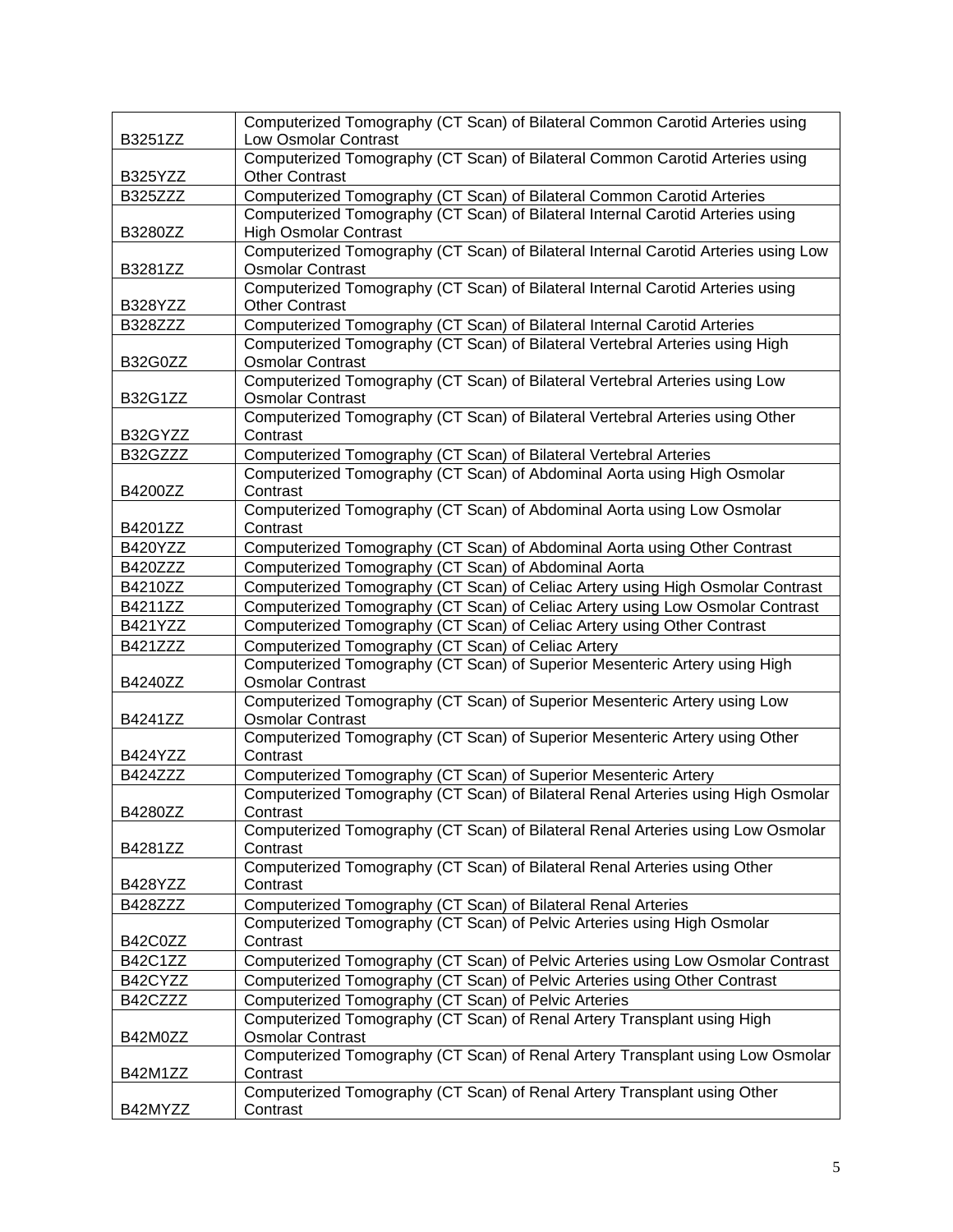| | |
|---|---|
| B3251ZZ | Computerized Tomography (CT Scan) of Bilateral Common Carotid Arteries using Low Osmolar Contrast |
| B325YZZ | Computerized Tomography (CT Scan) of Bilateral Common Carotid Arteries using Other Contrast |
| B325ZZZ | Computerized Tomography (CT Scan) of Bilateral Common Carotid Arteries |
| B3280ZZ | Computerized Tomography (CT Scan) of Bilateral Internal Carotid Arteries using High Osmolar Contrast |
| B3281ZZ | Computerized Tomography (CT Scan) of Bilateral Internal Carotid Arteries using Low Osmolar Contrast |
| B328YZZ | Computerized Tomography (CT Scan) of Bilateral Internal Carotid Arteries using Other Contrast |
| B328ZZZ | Computerized Tomography (CT Scan) of Bilateral Internal Carotid Arteries |
| B32G0ZZ | Computerized Tomography (CT Scan) of Bilateral Vertebral Arteries using High Osmolar Contrast |
| B32G1ZZ | Computerized Tomography (CT Scan) of Bilateral Vertebral Arteries using Low Osmolar Contrast |
| B32GYZZ | Computerized Tomography (CT Scan) of Bilateral Vertebral Arteries using Other Contrast |
| B32GZZZ | Computerized Tomography (CT Scan) of Bilateral Vertebral Arteries |
| B4200ZZ | Computerized Tomography (CT Scan) of Abdominal Aorta using High Osmolar Contrast |
| B4201ZZ | Computerized Tomography (CT Scan) of Abdominal Aorta using Low Osmolar Contrast |
| B420YZZ | Computerized Tomography (CT Scan) of Abdominal Aorta using Other Contrast |
| B420ZZZ | Computerized Tomography (CT Scan) of Abdominal Aorta |
| B4210ZZ | Computerized Tomography (CT Scan) of Celiac Artery using High Osmolar Contrast |
| B4211ZZ | Computerized Tomography (CT Scan) of Celiac Artery using Low Osmolar Contrast |
| B421YZZ | Computerized Tomography (CT Scan) of Celiac Artery using Other Contrast |
| B421ZZZ | Computerized Tomography (CT Scan) of Celiac Artery |
| B4240ZZ | Computerized Tomography (CT Scan) of Superior Mesenteric Artery using High Osmolar Contrast |
| B4241ZZ | Computerized Tomography (CT Scan) of Superior Mesenteric Artery using Low Osmolar Contrast |
| B424YZZ | Computerized Tomography (CT Scan) of Superior Mesenteric Artery using Other Contrast |
| B424ZZZ | Computerized Tomography (CT Scan) of Superior Mesenteric Artery |
| B4280ZZ | Computerized Tomography (CT Scan) of Bilateral Renal Arteries using High Osmolar Contrast |
| B4281ZZ | Computerized Tomography (CT Scan) of Bilateral Renal Arteries using Low Osmolar Contrast |
| B428YZZ | Computerized Tomography (CT Scan) of Bilateral Renal Arteries using Other Contrast |
| B428ZZZ | Computerized Tomography (CT Scan) of Bilateral Renal Arteries |
| B42C0ZZ | Computerized Tomography (CT Scan) of Pelvic Arteries using High Osmolar Contrast |
| B42C1ZZ | Computerized Tomography (CT Scan) of Pelvic Arteries using Low Osmolar Contrast |
| B42CYZZ | Computerized Tomography (CT Scan) of Pelvic Arteries using Other Contrast |
| B42CZZZ | Computerized Tomography (CT Scan) of Pelvic Arteries |
| B42M0ZZ | Computerized Tomography (CT Scan) of Renal Artery Transplant using High Osmolar Contrast |
| B42M1ZZ | Computerized Tomography (CT Scan) of Renal Artery Transplant using Low Osmolar Contrast |
| B42MYZZ | Computerized Tomography (CT Scan) of Renal Artery Transplant using Other Contrast |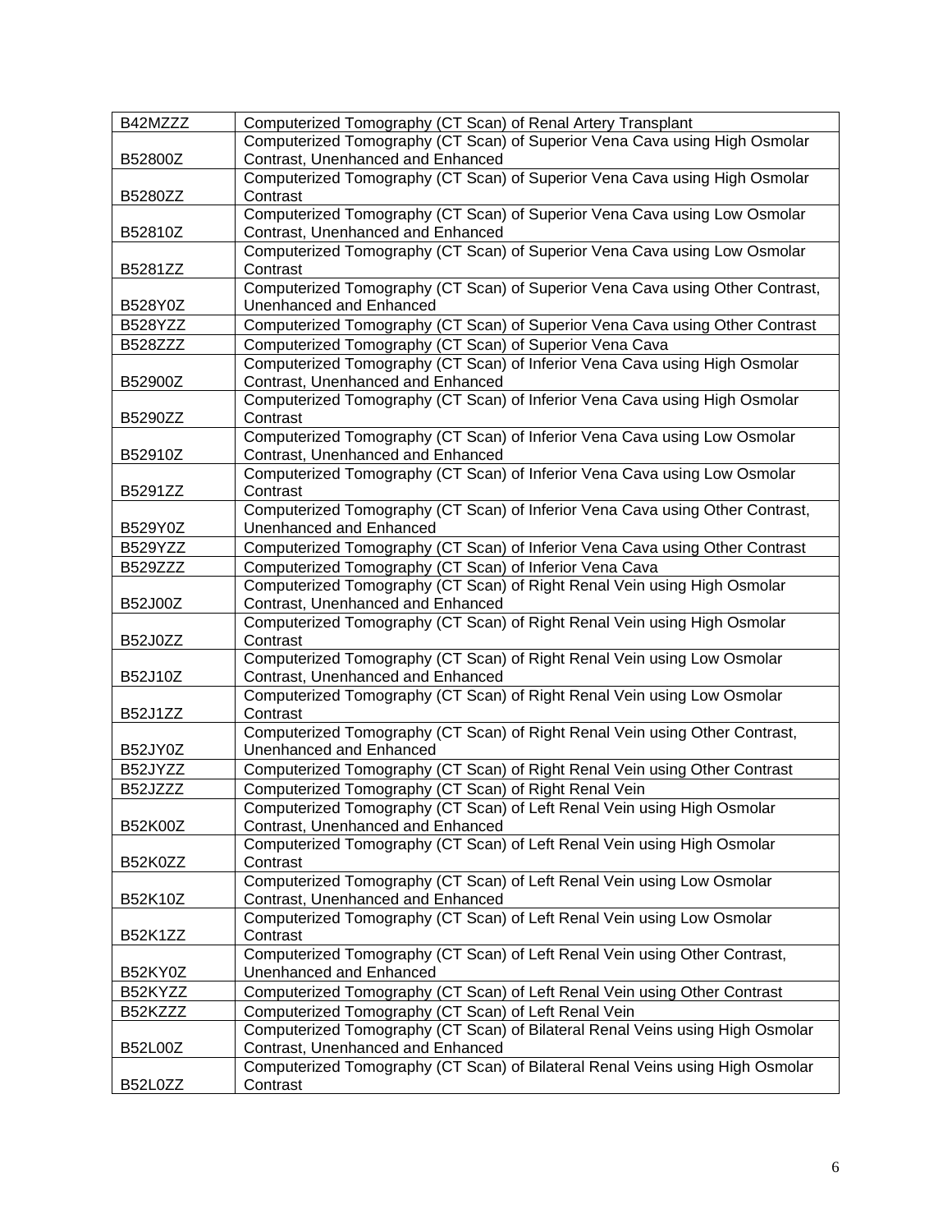| B42MZZZ | Computerized Tomography (CT Scan) of Renal Artery Transplant |
|---|---|
| B52800Z | Computerized Tomography (CT Scan) of Superior Vena Cava using High Osmolar Contrast, Unenhanced and Enhanced |
| B5280ZZ | Computerized Tomography (CT Scan) of Superior Vena Cava using High Osmolar Contrast |
| B52810Z | Computerized Tomography (CT Scan) of Superior Vena Cava using Low Osmolar Contrast, Unenhanced and Enhanced |
| B5281ZZ | Computerized Tomography (CT Scan) of Superior Vena Cava using Low Osmolar Contrast |
| B528Y0Z | Computerized Tomography (CT Scan) of Superior Vena Cava using Other Contrast, Unenhanced and Enhanced |
| B528YZZ | Computerized Tomography (CT Scan) of Superior Vena Cava using Other Contrast |
| B528ZZZ | Computerized Tomography (CT Scan) of Superior Vena Cava |
| B52900Z | Computerized Tomography (CT Scan) of Inferior Vena Cava using High Osmolar Contrast, Unenhanced and Enhanced |
| B5290ZZ | Computerized Tomography (CT Scan) of Inferior Vena Cava using High Osmolar Contrast |
| B52910Z | Computerized Tomography (CT Scan) of Inferior Vena Cava using Low Osmolar Contrast, Unenhanced and Enhanced |
| B5291ZZ | Computerized Tomography (CT Scan) of Inferior Vena Cava using Low Osmolar Contrast |
| B529Y0Z | Computerized Tomography (CT Scan) of Inferior Vena Cava using Other Contrast, Unenhanced and Enhanced |
| B529YZZ | Computerized Tomography (CT Scan) of Inferior Vena Cava using Other Contrast |
| B529ZZZ | Computerized Tomography (CT Scan) of Inferior Vena Cava |
| B52J00Z | Computerized Tomography (CT Scan) of Right Renal Vein using High Osmolar Contrast, Unenhanced and Enhanced |
| B52J0ZZ | Computerized Tomography (CT Scan) of Right Renal Vein using High Osmolar Contrast |
| B52J10Z | Computerized Tomography (CT Scan) of Right Renal Vein using Low Osmolar Contrast, Unenhanced and Enhanced |
| B52J1ZZ | Computerized Tomography (CT Scan) of Right Renal Vein using Low Osmolar Contrast |
| B52JY0Z | Computerized Tomography (CT Scan) of Right Renal Vein using Other Contrast, Unenhanced and Enhanced |
| B52JYZZ | Computerized Tomography (CT Scan) of Right Renal Vein using Other Contrast |
| B52JZZZ | Computerized Tomography (CT Scan) of Right Renal Vein |
| B52K00Z | Computerized Tomography (CT Scan) of Left Renal Vein using High Osmolar Contrast, Unenhanced and Enhanced |
| B52K0ZZ | Computerized Tomography (CT Scan) of Left Renal Vein using High Osmolar Contrast |
| B52K10Z | Computerized Tomography (CT Scan) of Left Renal Vein using Low Osmolar Contrast, Unenhanced and Enhanced |
| B52K1ZZ | Computerized Tomography (CT Scan) of Left Renal Vein using Low Osmolar Contrast |
| B52KY0Z | Computerized Tomography (CT Scan) of Left Renal Vein using Other Contrast, Unenhanced and Enhanced |
| B52KYZZ | Computerized Tomography (CT Scan) of Left Renal Vein using Other Contrast |
| B52KZZZ | Computerized Tomography (CT Scan) of Left Renal Vein |
| B52L00Z | Computerized Tomography (CT Scan) of Bilateral Renal Veins using High Osmolar Contrast, Unenhanced and Enhanced |
| B52L0ZZ | Computerized Tomography (CT Scan) of Bilateral Renal Veins using High Osmolar Contrast |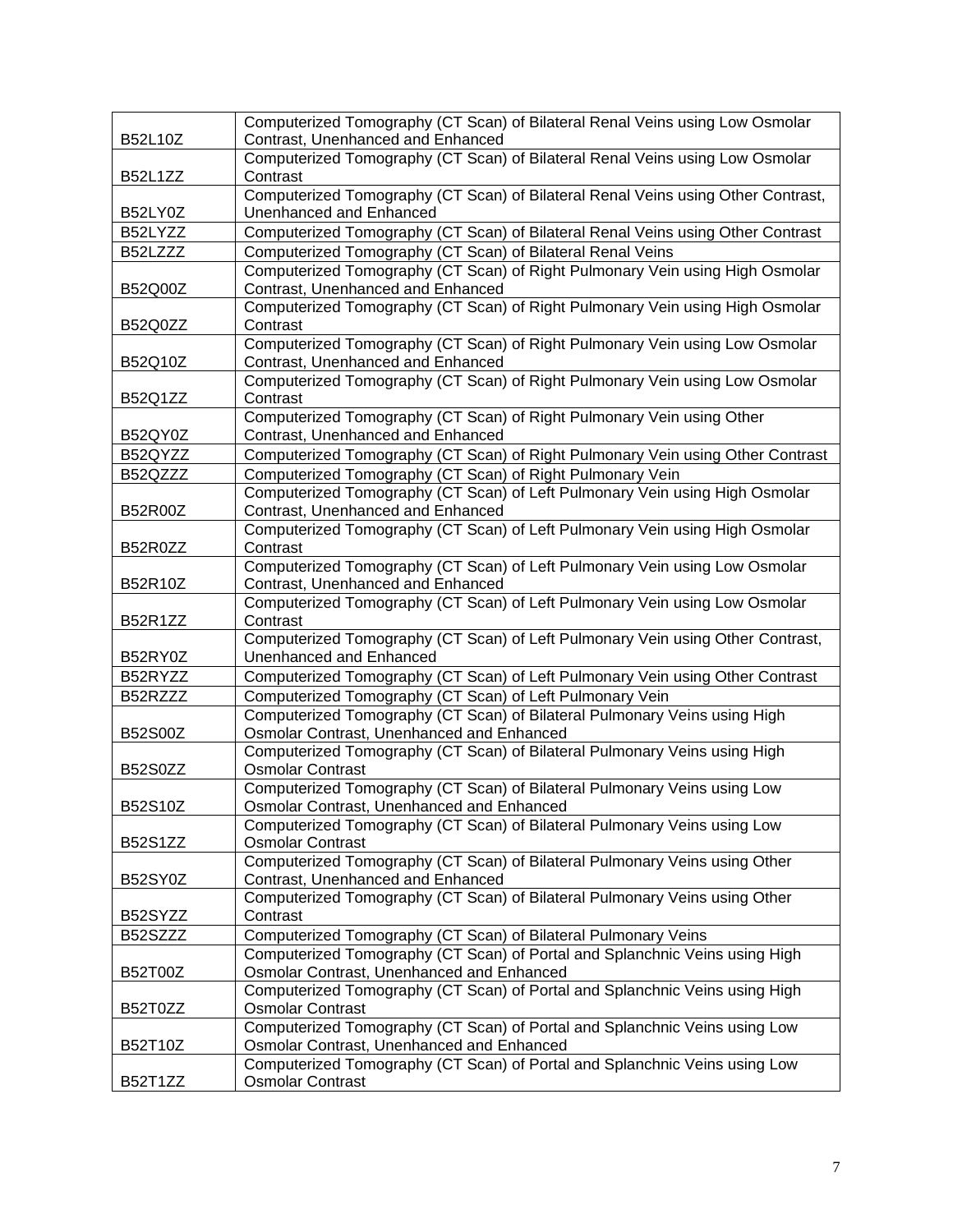| | |
|---|---|
| B52L10Z | Computerized Tomography (CT Scan) of Bilateral Renal Veins using Low Osmolar Contrast, Unenhanced and Enhanced |
| B52L1ZZ | Computerized Tomography (CT Scan) of Bilateral Renal Veins using Low Osmolar Contrast |
| B52LY0Z | Computerized Tomography (CT Scan) of Bilateral Renal Veins using Other Contrast, Unenhanced and Enhanced |
| B52LYZZ | Computerized Tomography (CT Scan) of Bilateral Renal Veins using Other Contrast |
| B52LZZZ | Computerized Tomography (CT Scan) of Bilateral Renal Veins |
| B52Q00Z | Computerized Tomography (CT Scan) of Right Pulmonary Vein using High Osmolar Contrast, Unenhanced and Enhanced |
| B52Q0ZZ | Computerized Tomography (CT Scan) of Right Pulmonary Vein using High Osmolar Contrast |
| B52Q10Z | Computerized Tomography (CT Scan) of Right Pulmonary Vein using Low Osmolar Contrast, Unenhanced and Enhanced |
| B52Q1ZZ | Computerized Tomography (CT Scan) of Right Pulmonary Vein using Low Osmolar Contrast |
| B52QY0Z | Computerized Tomography (CT Scan) of Right Pulmonary Vein using Other Contrast, Unenhanced and Enhanced |
| B52QYZZ | Computerized Tomography (CT Scan) of Right Pulmonary Vein using Other Contrast |
| B52QZZZ | Computerized Tomography (CT Scan) of Right Pulmonary Vein |
| B52R00Z | Computerized Tomography (CT Scan) of Left Pulmonary Vein using High Osmolar Contrast, Unenhanced and Enhanced |
| B52R0ZZ | Computerized Tomography (CT Scan) of Left Pulmonary Vein using High Osmolar Contrast |
| B52R10Z | Computerized Tomography (CT Scan) of Left Pulmonary Vein using Low Osmolar Contrast, Unenhanced and Enhanced |
| B52R1ZZ | Computerized Tomography (CT Scan) of Left Pulmonary Vein using Low Osmolar Contrast |
| B52RY0Z | Computerized Tomography (CT Scan) of Left Pulmonary Vein using Other Contrast, Unenhanced and Enhanced |
| B52RYZZ | Computerized Tomography (CT Scan) of Left Pulmonary Vein using Other Contrast |
| B52RZZZ | Computerized Tomography (CT Scan) of Left Pulmonary Vein |
| B52S00Z | Computerized Tomography (CT Scan) of Bilateral Pulmonary Veins using High Osmolar Contrast, Unenhanced and Enhanced |
| B52S0ZZ | Computerized Tomography (CT Scan) of Bilateral Pulmonary Veins using High Osmolar Contrast |
| B52S10Z | Computerized Tomography (CT Scan) of Bilateral Pulmonary Veins using Low Osmolar Contrast, Unenhanced and Enhanced |
| B52S1ZZ | Computerized Tomography (CT Scan) of Bilateral Pulmonary Veins using Low Osmolar Contrast |
| B52SY0Z | Computerized Tomography (CT Scan) of Bilateral Pulmonary Veins using Other Contrast, Unenhanced and Enhanced |
| B52SYZZ | Computerized Tomography (CT Scan) of Bilateral Pulmonary Veins using Other Contrast |
| B52SZZZ | Computerized Tomography (CT Scan) of Bilateral Pulmonary Veins |
| B52T00Z | Computerized Tomography (CT Scan) of Portal and Splanchnic Veins using High Osmolar Contrast, Unenhanced and Enhanced |
| B52T0ZZ | Computerized Tomography (CT Scan) of Portal and Splanchnic Veins using High Osmolar Contrast |
| B52T10Z | Computerized Tomography (CT Scan) of Portal and Splanchnic Veins using Low Osmolar Contrast, Unenhanced and Enhanced |
| B52T1ZZ | Computerized Tomography (CT Scan) of Portal and Splanchnic Veins using Low Osmolar Contrast |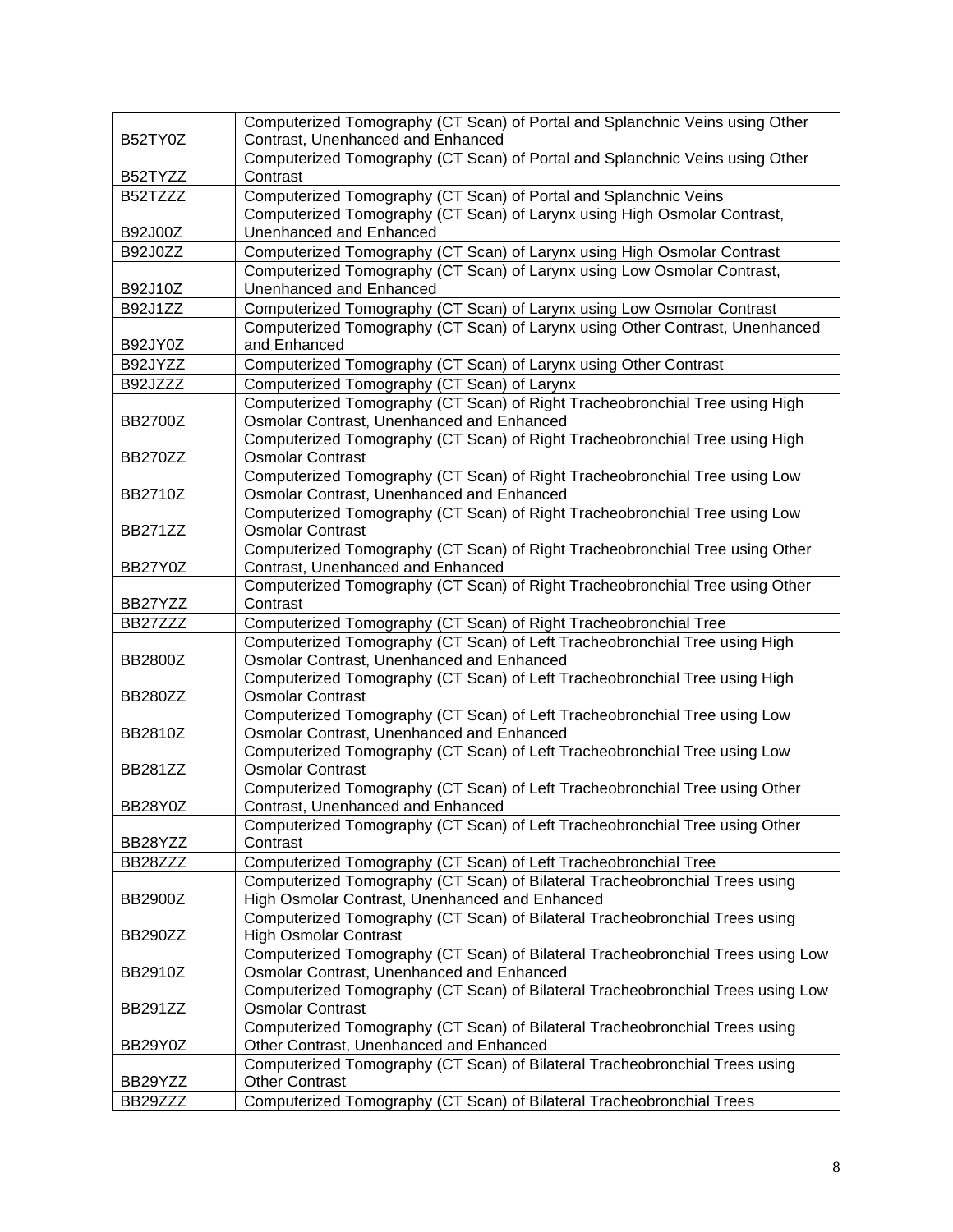| B52TY0Z | Computerized Tomography (CT Scan) of Portal and Splanchnic Veins using Other Contrast, Unenhanced and Enhanced |
|---|---|
| B52TYZZ | Computerized Tomography (CT Scan) of Portal and Splanchnic Veins using Other Contrast |
| B52TZZZ | Computerized Tomography (CT Scan) of Portal and Splanchnic Veins |
| B92J00Z | Computerized Tomography (CT Scan) of Larynx using High Osmolar Contrast, Unenhanced and Enhanced |
| B92J0ZZ | Computerized Tomography (CT Scan) of Larynx using High Osmolar Contrast |
| B92J10Z | Computerized Tomography (CT Scan) of Larynx using Low Osmolar Contrast, Unenhanced and Enhanced |
| B92J1ZZ | Computerized Tomography (CT Scan) of Larynx using Low Osmolar Contrast |
| B92JY0Z | Computerized Tomography (CT Scan) of Larynx using Other Contrast, Unenhanced and Enhanced |
| B92JYZZ | Computerized Tomography (CT Scan) of Larynx using Other Contrast |
| B92JZZZ | Computerized Tomography (CT Scan) of Larynx |
| BB2700Z | Computerized Tomography (CT Scan) of Right Tracheobronchial Tree using High Osmolar Contrast, Unenhanced and Enhanced |
| BB270ZZ | Computerized Tomography (CT Scan) of Right Tracheobronchial Tree using High Osmolar Contrast |
| BB2710Z | Computerized Tomography (CT Scan) of Right Tracheobronchial Tree using Low Osmolar Contrast, Unenhanced and Enhanced |
| BB271ZZ | Computerized Tomography (CT Scan) of Right Tracheobronchial Tree using Low Osmolar Contrast |
| BB27Y0Z | Computerized Tomography (CT Scan) of Right Tracheobronchial Tree using Other Contrast, Unenhanced and Enhanced |
| BB27YZZ | Computerized Tomography (CT Scan) of Right Tracheobronchial Tree using Other Contrast |
| BB27ZZZ | Computerized Tomography (CT Scan) of Right Tracheobronchial Tree |
| BB2800Z | Computerized Tomography (CT Scan) of Left Tracheobronchial Tree using High Osmolar Contrast, Unenhanced and Enhanced |
| BB280ZZ | Computerized Tomography (CT Scan) of Left Tracheobronchial Tree using High Osmolar Contrast |
| BB2810Z | Computerized Tomography (CT Scan) of Left Tracheobronchial Tree using Low Osmolar Contrast, Unenhanced and Enhanced |
| BB281ZZ | Computerized Tomography (CT Scan) of Left Tracheobronchial Tree using Low Osmolar Contrast |
| BB28Y0Z | Computerized Tomography (CT Scan) of Left Tracheobronchial Tree using Other Contrast, Unenhanced and Enhanced |
| BB28YZZ | Computerized Tomography (CT Scan) of Left Tracheobronchial Tree using Other Contrast |
| BB28ZZZ | Computerized Tomography (CT Scan) of Left Tracheobronchial Tree |
| BB2900Z | Computerized Tomography (CT Scan) of Bilateral Tracheobronchial Trees using High Osmolar Contrast, Unenhanced and Enhanced |
| BB290ZZ | Computerized Tomography (CT Scan) of Bilateral Tracheobronchial Trees using High Osmolar Contrast |
| BB2910Z | Computerized Tomography (CT Scan) of Bilateral Tracheobronchial Trees using Low Osmolar Contrast, Unenhanced and Enhanced |
| BB291ZZ | Computerized Tomography (CT Scan) of Bilateral Tracheobronchial Trees using Low Osmolar Contrast |
| BB29Y0Z | Computerized Tomography (CT Scan) of Bilateral Tracheobronchial Trees using Other Contrast, Unenhanced and Enhanced |
| BB29YZZ | Computerized Tomography (CT Scan) of Bilateral Tracheobronchial Trees using Other Contrast |
| BB29ZZZ | Computerized Tomography (CT Scan) of Bilateral Tracheobronchial Trees |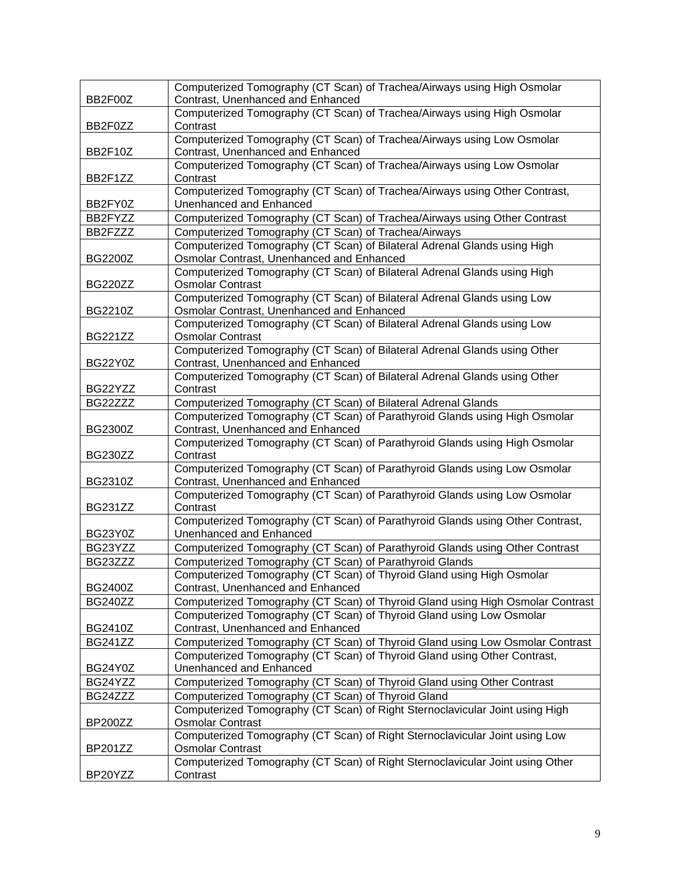| | |
|---|---|
| BB2F00Z | Computerized Tomography (CT Scan) of Trachea/Airways using High Osmolar Contrast, Unenhanced and Enhanced |
| BB2F0ZZ | Computerized Tomography (CT Scan) of Trachea/Airways using High Osmolar Contrast |
| BB2F10Z | Computerized Tomography (CT Scan) of Trachea/Airways using Low Osmolar Contrast, Unenhanced and Enhanced |
| BB2F1ZZ | Computerized Tomography (CT Scan) of Trachea/Airways using Low Osmolar Contrast |
| BB2FY0Z | Computerized Tomography (CT Scan) of Trachea/Airways using Other Contrast, Unenhanced and Enhanced |
| BB2FYZZ | Computerized Tomography (CT Scan) of Trachea/Airways using Other Contrast |
| BB2FZZZ | Computerized Tomography (CT Scan) of Trachea/Airways |
| BG2200Z | Computerized Tomography (CT Scan) of Bilateral Adrenal Glands using High Osmolar Contrast, Unenhanced and Enhanced |
| BG220ZZ | Computerized Tomography (CT Scan) of Bilateral Adrenal Glands using High Osmolar Contrast |
| BG2210Z | Computerized Tomography (CT Scan) of Bilateral Adrenal Glands using Low Osmolar Contrast, Unenhanced and Enhanced |
| BG221ZZ | Computerized Tomography (CT Scan) of Bilateral Adrenal Glands using Low Osmolar Contrast |
| BG22Y0Z | Computerized Tomography (CT Scan) of Bilateral Adrenal Glands using Other Contrast, Unenhanced and Enhanced |
| BG22YZZ | Computerized Tomography (CT Scan) of Bilateral Adrenal Glands using Other Contrast |
| BG22ZZZ | Computerized Tomography (CT Scan) of Bilateral Adrenal Glands |
| BG2300Z | Computerized Tomography (CT Scan) of Parathyroid Glands using High Osmolar Contrast, Unenhanced and Enhanced |
| BG230ZZ | Computerized Tomography (CT Scan) of Parathyroid Glands using High Osmolar Contrast |
| BG2310Z | Computerized Tomography (CT Scan) of Parathyroid Glands using Low Osmolar Contrast, Unenhanced and Enhanced |
| BG231ZZ | Computerized Tomography (CT Scan) of Parathyroid Glands using Low Osmolar Contrast |
| BG23Y0Z | Computerized Tomography (CT Scan) of Parathyroid Glands using Other Contrast, Unenhanced and Enhanced |
| BG23YZZ | Computerized Tomography (CT Scan) of Parathyroid Glands using Other Contrast |
| BG23ZZZ | Computerized Tomography (CT Scan) of Parathyroid Glands |
| BG2400Z | Computerized Tomography (CT Scan) of Thyroid Gland using High Osmolar Contrast, Unenhanced and Enhanced |
| BG240ZZ | Computerized Tomography (CT Scan) of Thyroid Gland using High Osmolar Contrast |
| BG2410Z | Computerized Tomography (CT Scan) of Thyroid Gland using Low Osmolar Contrast, Unenhanced and Enhanced |
| BG241ZZ | Computerized Tomography (CT Scan) of Thyroid Gland using Low Osmolar Contrast |
| BG24Y0Z | Computerized Tomography (CT Scan) of Thyroid Gland using Other Contrast, Unenhanced and Enhanced |
| BG24YZZ | Computerized Tomography (CT Scan) of Thyroid Gland using Other Contrast |
| BG24ZZZ | Computerized Tomography (CT Scan) of Thyroid Gland |
| BP200ZZ | Computerized Tomography (CT Scan) of Right Sternoclavicular Joint using High Osmolar Contrast |
| BP201ZZ | Computerized Tomography (CT Scan) of Right Sternoclavicular Joint using Low Osmolar Contrast |
| BP20YZZ | Computerized Tomography (CT Scan) of Right Sternoclavicular Joint using Other Contrast |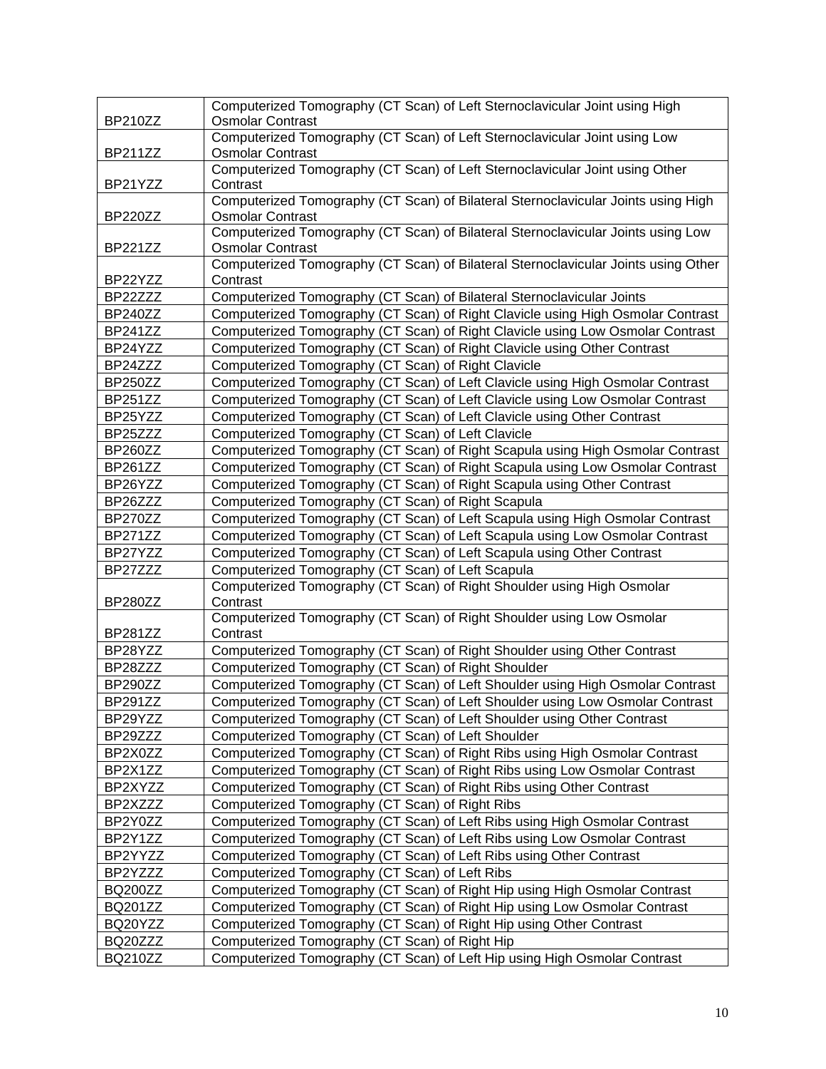| | |
|---|---|
| BP210ZZ | Computerized Tomography (CT Scan) of Left Sternoclavicular Joint using High Osmolar Contrast |
| BP211ZZ | Computerized Tomography (CT Scan) of Left Sternoclavicular Joint using Low Osmolar Contrast |
| BP21YZZ | Computerized Tomography (CT Scan) of Left Sternoclavicular Joint using Other Contrast |
| BP220ZZ | Computerized Tomography (CT Scan) of Bilateral Sternoclavicular Joints using High Osmolar Contrast |
| BP221ZZ | Computerized Tomography (CT Scan) of Bilateral Sternoclavicular Joints using Low Osmolar Contrast |
| BP22YZZ | Computerized Tomography (CT Scan) of Bilateral Sternoclavicular Joints using Other Contrast |
| BP22ZZZ | Computerized Tomography (CT Scan) of Bilateral Sternoclavicular Joints |
| BP240ZZ | Computerized Tomography (CT Scan) of Right Clavicle using High Osmolar Contrast |
| BP241ZZ | Computerized Tomography (CT Scan) of Right Clavicle using Low Osmolar Contrast |
| BP24YZZ | Computerized Tomography (CT Scan) of Right Clavicle using Other Contrast |
| BP24ZZZ | Computerized Tomography (CT Scan) of Right Clavicle |
| BP250ZZ | Computerized Tomography (CT Scan) of Left Clavicle using High Osmolar Contrast |
| BP251ZZ | Computerized Tomography (CT Scan) of Left Clavicle using Low Osmolar Contrast |
| BP25YZZ | Computerized Tomography (CT Scan) of Left Clavicle using Other Contrast |
| BP25ZZZ | Computerized Tomography (CT Scan) of Left Clavicle |
| BP260ZZ | Computerized Tomography (CT Scan) of Right Scapula using High Osmolar Contrast |
| BP261ZZ | Computerized Tomography (CT Scan) of Right Scapula using Low Osmolar Contrast |
| BP26YZZ | Computerized Tomography (CT Scan) of Right Scapula using Other Contrast |
| BP26ZZZ | Computerized Tomography (CT Scan) of Right Scapula |
| BP270ZZ | Computerized Tomography (CT Scan) of Left Scapula using High Osmolar Contrast |
| BP271ZZ | Computerized Tomography (CT Scan) of Left Scapula using Low Osmolar Contrast |
| BP27YZZ | Computerized Tomography (CT Scan) of Left Scapula using Other Contrast |
| BP27ZZZ | Computerized Tomography (CT Scan) of Left Scapula |
| BP280ZZ | Computerized Tomography (CT Scan) of Right Shoulder using High Osmolar Contrast |
| BP281ZZ | Computerized Tomography (CT Scan) of Right Shoulder using Low Osmolar Contrast |
| BP28YZZ | Computerized Tomography (CT Scan) of Right Shoulder using Other Contrast |
| BP28ZZZ | Computerized Tomography (CT Scan) of Right Shoulder |
| BP290ZZ | Computerized Tomography (CT Scan) of Left Shoulder using High Osmolar Contrast |
| BP291ZZ | Computerized Tomography (CT Scan) of Left Shoulder using Low Osmolar Contrast |
| BP29YZZ | Computerized Tomography (CT Scan) of Left Shoulder using Other Contrast |
| BP29ZZZ | Computerized Tomography (CT Scan) of Left Shoulder |
| BP2X0ZZ | Computerized Tomography (CT Scan) of Right Ribs using High Osmolar Contrast |
| BP2X1ZZ | Computerized Tomography (CT Scan) of Right Ribs using Low Osmolar Contrast |
| BP2XYZZ | Computerized Tomography (CT Scan) of Right Ribs using Other Contrast |
| BP2XZZZ | Computerized Tomography (CT Scan) of Right Ribs |
| BP2Y0ZZ | Computerized Tomography (CT Scan) of Left Ribs using High Osmolar Contrast |
| BP2Y1ZZ | Computerized Tomography (CT Scan) of Left Ribs using Low Osmolar Contrast |
| BP2YYZZ | Computerized Tomography (CT Scan) of Left Ribs using Other Contrast |
| BP2YZZZ | Computerized Tomography (CT Scan) of Left Ribs |
| BQ200ZZ | Computerized Tomography (CT Scan) of Right Hip using High Osmolar Contrast |
| BQ201ZZ | Computerized Tomography (CT Scan) of Right Hip using Low Osmolar Contrast |
| BQ20YZZ | Computerized Tomography (CT Scan) of Right Hip using Other Contrast |
| BQ20ZZZ | Computerized Tomography (CT Scan) of Right Hip |
| BQ210ZZ | Computerized Tomography (CT Scan) of Left Hip using High Osmolar Contrast |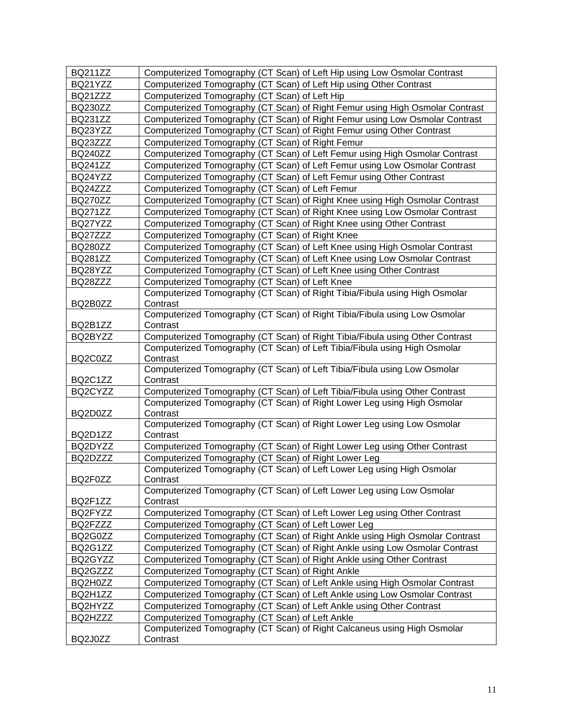| BQ211ZZ | Computerized Tomography (CT Scan) of Left Hip using Low Osmolar Contrast |
|---|---|
| BQ21YZZ | Computerized Tomography (CT Scan) of Left Hip using Other Contrast |
| BQ21ZZZ | Computerized Tomography (CT Scan) of Left Hip |
| BQ230ZZ | Computerized Tomography (CT Scan) of Right Femur using High Osmolar Contrast |
| BQ231ZZ | Computerized Tomography (CT Scan) of Right Femur using Low Osmolar Contrast |
| BQ23YZZ | Computerized Tomography (CT Scan) of Right Femur using Other Contrast |
| BQ23ZZZ | Computerized Tomography (CT Scan) of Right Femur |
| BQ240ZZ | Computerized Tomography (CT Scan) of Left Femur using High Osmolar Contrast |
| BQ241ZZ | Computerized Tomography (CT Scan) of Left Femur using Low Osmolar Contrast |
| BQ24YZZ | Computerized Tomography (CT Scan) of Left Femur using Other Contrast |
| BQ24ZZZ | Computerized Tomography (CT Scan) of Left Femur |
| BQ270ZZ | Computerized Tomography (CT Scan) of Right Knee using High Osmolar Contrast |
| BQ271ZZ | Computerized Tomography (CT Scan) of Right Knee using Low Osmolar Contrast |
| BQ27YZZ | Computerized Tomography (CT Scan) of Right Knee using Other Contrast |
| BQ27ZZZ | Computerized Tomography (CT Scan) of Right Knee |
| BQ280ZZ | Computerized Tomography (CT Scan) of Left Knee using High Osmolar Contrast |
| BQ281ZZ | Computerized Tomography (CT Scan) of Left Knee using Low Osmolar Contrast |
| BQ28YZZ | Computerized Tomography (CT Scan) of Left Knee using Other Contrast |
| BQ28ZZZ | Computerized Tomography (CT Scan) of Left Knee |
| BQ2B0ZZ | Computerized Tomography (CT Scan) of Right Tibia/Fibula using High Osmolar Contrast |
| BQ2B1ZZ | Computerized Tomography (CT Scan) of Right Tibia/Fibula using Low Osmolar Contrast |
| BQ2BYZZ | Computerized Tomography (CT Scan) of Right Tibia/Fibula using Other Contrast |
| BQ2C0ZZ | Computerized Tomography (CT Scan) of Left Tibia/Fibula using High Osmolar Contrast |
| BQ2C1ZZ | Computerized Tomography (CT Scan) of Left Tibia/Fibula using Low Osmolar Contrast |
| BQ2CYZZ | Computerized Tomography (CT Scan) of Left Tibia/Fibula using Other Contrast |
| BQ2D0ZZ | Computerized Tomography (CT Scan) of Right Lower Leg using High Osmolar Contrast |
| BQ2D1ZZ | Computerized Tomography (CT Scan) of Right Lower Leg using Low Osmolar Contrast |
| BQ2DYZZ | Computerized Tomography (CT Scan) of Right Lower Leg using Other Contrast |
| BQ2DZZZ | Computerized Tomography (CT Scan) of Right Lower Leg |
| BQ2F0ZZ | Computerized Tomography (CT Scan) of Left Lower Leg using High Osmolar Contrast |
| BQ2F1ZZ | Computerized Tomography (CT Scan) of Left Lower Leg using Low Osmolar Contrast |
| BQ2FYZZ | Computerized Tomography (CT Scan) of Left Lower Leg using Other Contrast |
| BQ2FZZZ | Computerized Tomography (CT Scan) of Left Lower Leg |
| BQ2G0ZZ | Computerized Tomography (CT Scan) of Right Ankle using High Osmolar Contrast |
| BQ2G1ZZ | Computerized Tomography (CT Scan) of Right Ankle using Low Osmolar Contrast |
| BQ2GYZZ | Computerized Tomography (CT Scan) of Right Ankle using Other Contrast |
| BQ2GZZZ | Computerized Tomography (CT Scan) of Right Ankle |
| BQ2H0ZZ | Computerized Tomography (CT Scan) of Left Ankle using High Osmolar Contrast |
| BQ2H1ZZ | Computerized Tomography (CT Scan) of Left Ankle using Low Osmolar Contrast |
| BQ2HYZZ | Computerized Tomography (CT Scan) of Left Ankle using Other Contrast |
| BQ2HZZZ | Computerized Tomography (CT Scan) of Left Ankle |
| BQ2J0ZZ | Computerized Tomography (CT Scan) of Right Calcaneus using High Osmolar Contrast |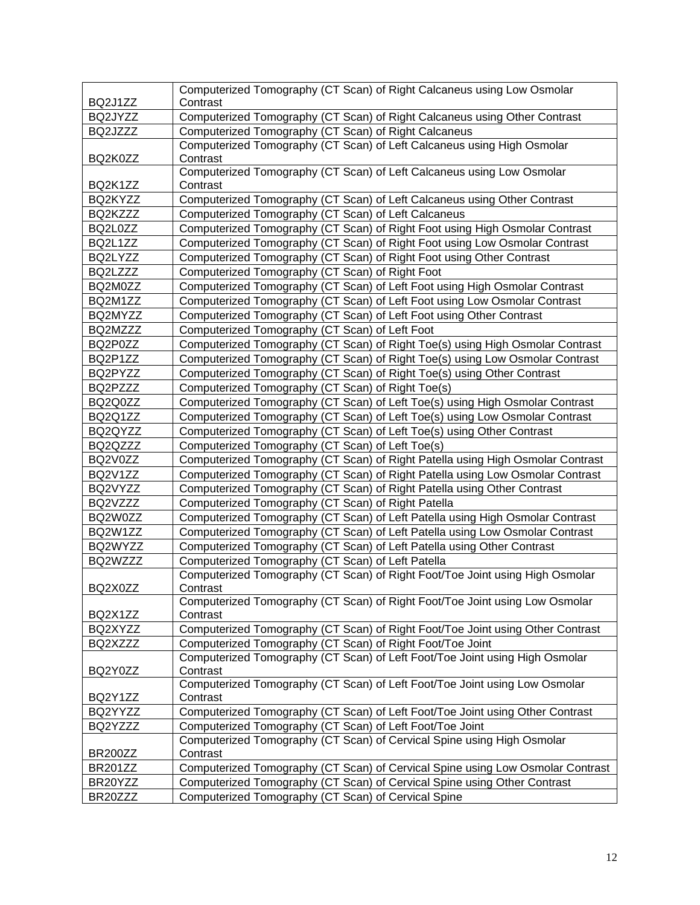| | |
|---|---|
| BQ2J1ZZ | Computerized Tomography (CT Scan) of Right Calcaneus using Low Osmolar Contrast |
| BQ2JYZZ | Computerized Tomography (CT Scan) of Right Calcaneus using Other Contrast |
| BQ2JZZZ | Computerized Tomography (CT Scan) of Right Calcaneus |
| BQ2K0ZZ | Computerized Tomography (CT Scan) of Left Calcaneus using High Osmolar Contrast |
| BQ2K1ZZ | Computerized Tomography (CT Scan) of Left Calcaneus using Low Osmolar Contrast |
| BQ2KYZZ | Computerized Tomography (CT Scan) of Left Calcaneus using Other Contrast |
| BQ2KZZZ | Computerized Tomography (CT Scan) of Left Calcaneus |
| BQ2L0ZZ | Computerized Tomography (CT Scan) of Right Foot using High Osmolar Contrast |
| BQ2L1ZZ | Computerized Tomography (CT Scan) of Right Foot using Low Osmolar Contrast |
| BQ2LYZZ | Computerized Tomography (CT Scan) of Right Foot using Other Contrast |
| BQ2LZZZ | Computerized Tomography (CT Scan) of Right Foot |
| BQ2M0ZZ | Computerized Tomography (CT Scan) of Left Foot using High Osmolar Contrast |
| BQ2M1ZZ | Computerized Tomography (CT Scan) of Left Foot using Low Osmolar Contrast |
| BQ2MYZZ | Computerized Tomography (CT Scan) of Left Foot using Other Contrast |
| BQ2MZZZ | Computerized Tomography (CT Scan) of Left Foot |
| BQ2P0ZZ | Computerized Tomography (CT Scan) of Right Toe(s) using High Osmolar Contrast |
| BQ2P1ZZ | Computerized Tomography (CT Scan) of Right Toe(s) using Low Osmolar Contrast |
| BQ2PYZZ | Computerized Tomography (CT Scan) of Right Toe(s) using Other Contrast |
| BQ2PZZZ | Computerized Tomography (CT Scan) of Right Toe(s) |
| BQ2Q0ZZ | Computerized Tomography (CT Scan) of Left Toe(s) using High Osmolar Contrast |
| BQ2Q1ZZ | Computerized Tomography (CT Scan) of Left Toe(s) using Low Osmolar Contrast |
| BQ2QYZZ | Computerized Tomography (CT Scan) of Left Toe(s) using Other Contrast |
| BQ2QZZZ | Computerized Tomography (CT Scan) of Left Toe(s) |
| BQ2V0ZZ | Computerized Tomography (CT Scan) of Right Patella using High Osmolar Contrast |
| BQ2V1ZZ | Computerized Tomography (CT Scan) of Right Patella using Low Osmolar Contrast |
| BQ2VYZZ | Computerized Tomography (CT Scan) of Right Patella using Other Contrast |
| BQ2VZZZ | Computerized Tomography (CT Scan) of Right Patella |
| BQ2W0ZZ | Computerized Tomography (CT Scan) of Left Patella using High Osmolar Contrast |
| BQ2W1ZZ | Computerized Tomography (CT Scan) of Left Patella using Low Osmolar Contrast |
| BQ2WYZZ | Computerized Tomography (CT Scan) of Left Patella using Other Contrast |
| BQ2WZZZ | Computerized Tomography (CT Scan) of Left Patella |
| BQ2X0ZZ | Computerized Tomography (CT Scan) of Right Foot/Toe Joint using High Osmolar Contrast |
| BQ2X1ZZ | Computerized Tomography (CT Scan) of Right Foot/Toe Joint using Low Osmolar Contrast |
| BQ2XYZZ | Computerized Tomography (CT Scan) of Right Foot/Toe Joint using Other Contrast |
| BQ2XZZZ | Computerized Tomography (CT Scan) of Right Foot/Toe Joint |
| BQ2Y0ZZ | Computerized Tomography (CT Scan) of Left Foot/Toe Joint using High Osmolar Contrast |
| BQ2Y1ZZ | Computerized Tomography (CT Scan) of Left Foot/Toe Joint using Low Osmolar Contrast |
| BQ2YYZZ | Computerized Tomography (CT Scan) of Left Foot/Toe Joint using Other Contrast |
| BQ2YZZZ | Computerized Tomography (CT Scan) of Left Foot/Toe Joint |
| BR200ZZ | Computerized Tomography (CT Scan) of Cervical Spine using High Osmolar Contrast |
| BR201ZZ | Computerized Tomography (CT Scan) of Cervical Spine using Low Osmolar Contrast |
| BR20YZZ | Computerized Tomography (CT Scan) of Cervical Spine using Other Contrast |
| BR20ZZZ | Computerized Tomography (CT Scan) of Cervical Spine |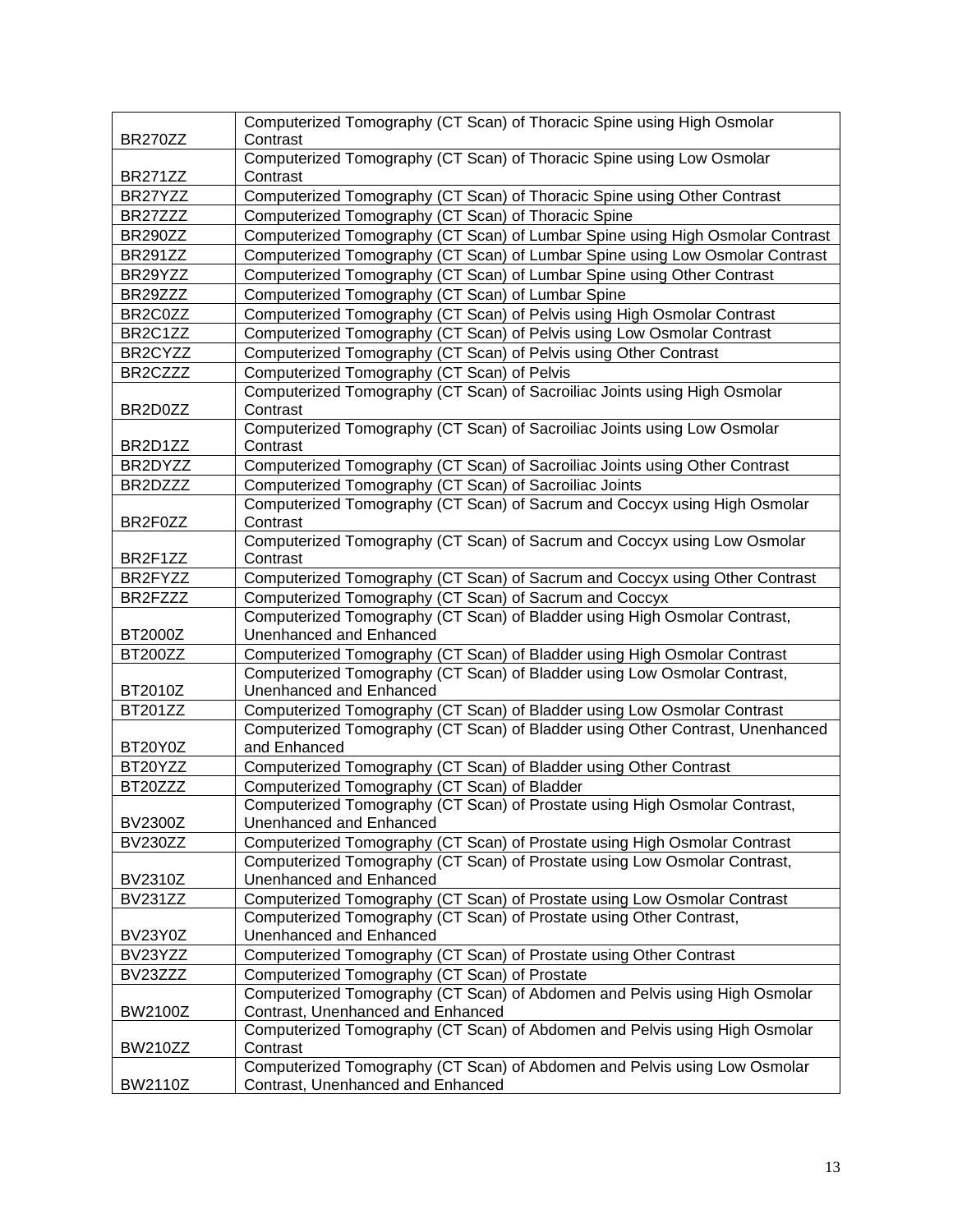| | |
|---|---|
| BR270ZZ | Computerized Tomography (CT Scan) of Thoracic Spine using High Osmolar Contrast |
| BR271ZZ | Computerized Tomography (CT Scan) of Thoracic Spine using Low Osmolar Contrast |
| BR27YZZ | Computerized Tomography (CT Scan) of Thoracic Spine using Other Contrast |
| BR27ZZZ | Computerized Tomography (CT Scan) of Thoracic Spine |
| BR290ZZ | Computerized Tomography (CT Scan) of Lumbar Spine using High Osmolar Contrast |
| BR291ZZ | Computerized Tomography (CT Scan) of Lumbar Spine using Low Osmolar Contrast |
| BR29YZZ | Computerized Tomography (CT Scan) of Lumbar Spine using Other Contrast |
| BR29ZZZ | Computerized Tomography (CT Scan) of Lumbar Spine |
| BR2C0ZZ | Computerized Tomography (CT Scan) of Pelvis using High Osmolar Contrast |
| BR2C1ZZ | Computerized Tomography (CT Scan) of Pelvis using Low Osmolar Contrast |
| BR2CYZZ | Computerized Tomography (CT Scan) of Pelvis using Other Contrast |
| BR2CZZZ | Computerized Tomography (CT Scan) of Pelvis |
| BR2D0ZZ | Computerized Tomography (CT Scan) of Sacroiliac Joints using High Osmolar Contrast |
| BR2D1ZZ | Computerized Tomography (CT Scan) of Sacroiliac Joints using Low Osmolar Contrast |
| BR2DYZZ | Computerized Tomography (CT Scan) of Sacroiliac Joints using Other Contrast |
| BR2DZZZ | Computerized Tomography (CT Scan) of Sacroiliac Joints |
| BR2F0ZZ | Computerized Tomography (CT Scan) of Sacrum and Coccyx using High Osmolar Contrast |
| BR2F1ZZ | Computerized Tomography (CT Scan) of Sacrum and Coccyx using Low Osmolar Contrast |
| BR2FYZZ | Computerized Tomography (CT Scan) of Sacrum and Coccyx using Other Contrast |
| BR2FZZZ | Computerized Tomography (CT Scan) of Sacrum and Coccyx |
| BT2000Z | Computerized Tomography (CT Scan) of Bladder using High Osmolar Contrast, Unenhanced and Enhanced |
| BT200ZZ | Computerized Tomography (CT Scan) of Bladder using High Osmolar Contrast |
| BT2010Z | Computerized Tomography (CT Scan) of Bladder using Low Osmolar Contrast, Unenhanced and Enhanced |
| BT201ZZ | Computerized Tomography (CT Scan) of Bladder using Low Osmolar Contrast |
| BT20Y0Z | Computerized Tomography (CT Scan) of Bladder using Other Contrast, Unenhanced and Enhanced |
| BT20YZZ | Computerized Tomography (CT Scan) of Bladder using Other Contrast |
| BT20ZZZ | Computerized Tomography (CT Scan) of Bladder |
| BV2300Z | Computerized Tomography (CT Scan) of Prostate using High Osmolar Contrast, Unenhanced and Enhanced |
| BV230ZZ | Computerized Tomography (CT Scan) of Prostate using High Osmolar Contrast |
| BV2310Z | Computerized Tomography (CT Scan) of Prostate using Low Osmolar Contrast, Unenhanced and Enhanced |
| BV231ZZ | Computerized Tomography (CT Scan) of Prostate using Low Osmolar Contrast |
| BV23Y0Z | Computerized Tomography (CT Scan) of Prostate using Other Contrast, Unenhanced and Enhanced |
| BV23YZZ | Computerized Tomography (CT Scan) of Prostate using Other Contrast |
| BV23ZZZ | Computerized Tomography (CT Scan) of Prostate |
| BW2100Z | Computerized Tomography (CT Scan) of Abdomen and Pelvis using High Osmolar Contrast, Unenhanced and Enhanced |
| BW210ZZ | Computerized Tomography (CT Scan) of Abdomen and Pelvis using High Osmolar Contrast |
| BW2110Z | Computerized Tomography (CT Scan) of Abdomen and Pelvis using Low Osmolar Contrast, Unenhanced and Enhanced |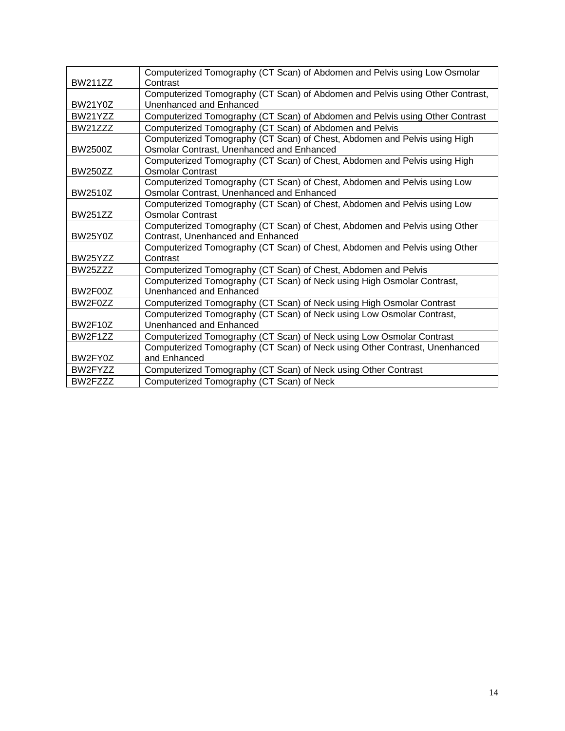| | |
|---|---|
| BW211ZZ | Computerized Tomography (CT Scan) of Abdomen and Pelvis using Low Osmolar Contrast |
| BW21Y0Z | Computerized Tomography (CT Scan) of Abdomen and Pelvis using Other Contrast, Unenhanced and Enhanced |
| BW21YZZ | Computerized Tomography (CT Scan) of Abdomen and Pelvis using Other Contrast |
| BW21ZZZ | Computerized Tomography (CT Scan) of Abdomen and Pelvis |
| BW2500Z | Computerized Tomography (CT Scan) of Chest, Abdomen and Pelvis using High Osmolar Contrast, Unenhanced and Enhanced |
| BW250ZZ | Computerized Tomography (CT Scan) of Chest, Abdomen and Pelvis using High Osmolar Contrast |
| BW2510Z | Computerized Tomography (CT Scan) of Chest, Abdomen and Pelvis using Low Osmolar Contrast, Unenhanced and Enhanced |
| BW251ZZ | Computerized Tomography (CT Scan) of Chest, Abdomen and Pelvis using Low Osmolar Contrast |
| BW25Y0Z | Computerized Tomography (CT Scan) of Chest, Abdomen and Pelvis using Other Contrast, Unenhanced and Enhanced |
| BW25YZZ | Computerized Tomography (CT Scan) of Chest, Abdomen and Pelvis using Other Contrast |
| BW25ZZZ | Computerized Tomography (CT Scan) of Chest, Abdomen and Pelvis |
| BW2F00Z | Computerized Tomography (CT Scan) of Neck using High Osmolar Contrast, Unenhanced and Enhanced |
| BW2F0ZZ | Computerized Tomography (CT Scan) of Neck using High Osmolar Contrast |
| BW2F10Z | Computerized Tomography (CT Scan) of Neck using Low Osmolar Contrast, Unenhanced and Enhanced |
| BW2F1ZZ | Computerized Tomography (CT Scan) of Neck using Low Osmolar Contrast |
| BW2FY0Z | Computerized Tomography (CT Scan) of Neck using Other Contrast, Unenhanced and Enhanced |
| BW2FYZZ | Computerized Tomography (CT Scan) of Neck using Other Contrast |
| BW2FZZZ | Computerized Tomography (CT Scan) of Neck |